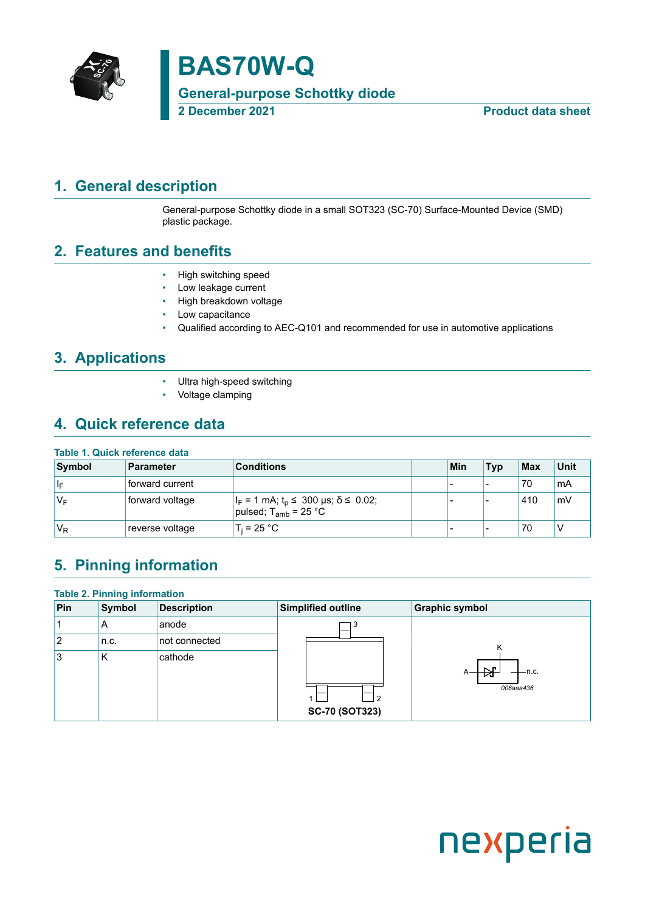# BAS70W-Q

**General-purpose Schottky diode**

**2 December 2021** — **Product data sheet**

## 1. General description

General-purpose Schottky diode in a small SOT323 (SC-70) Surface-Mounted Device (SMD) plastic package.

## 2. Features and benefits

- High switching speed
- Low leakage current
- High breakdown voltage
- Low capacitance
- Qualified according to AEC-Q101 and recommended for use in automotive applications

## 3. Applications

- Ultra high-speed switching
- Voltage clamping

## 4. Quick reference data

**Table 1. Quick reference data**

| Symbol | Parameter | Conditions | | Min | Typ | Max | Unit |
|---|---|---|---|---|---|---|---|
| $I_F$ | forward current | | | - | - | 70 | mA |
| $V_F$ | forward voltage | $I_F$ = 1 mA; $t_p \leq$ 300 µs; $\delta \leq$ 0.02; pulsed; $T_{amb}$ = 25 °C | | - | - | 410 | mV |
| $V_R$ | reverse voltage | $T_j$ = 25 °C | | - | - | 70 | V |

## 5. Pinning information

**Table 2. Pinning information**

| Pin | Symbol | Description | Simplified outline | Graphic symbol |
|---|---|---|---|---|
| 1 | A | anode | SC-70 (SOT323) | 006aaa436 |
| 2 | n.c. | not connected | | |
| 3 | K | cathode | | |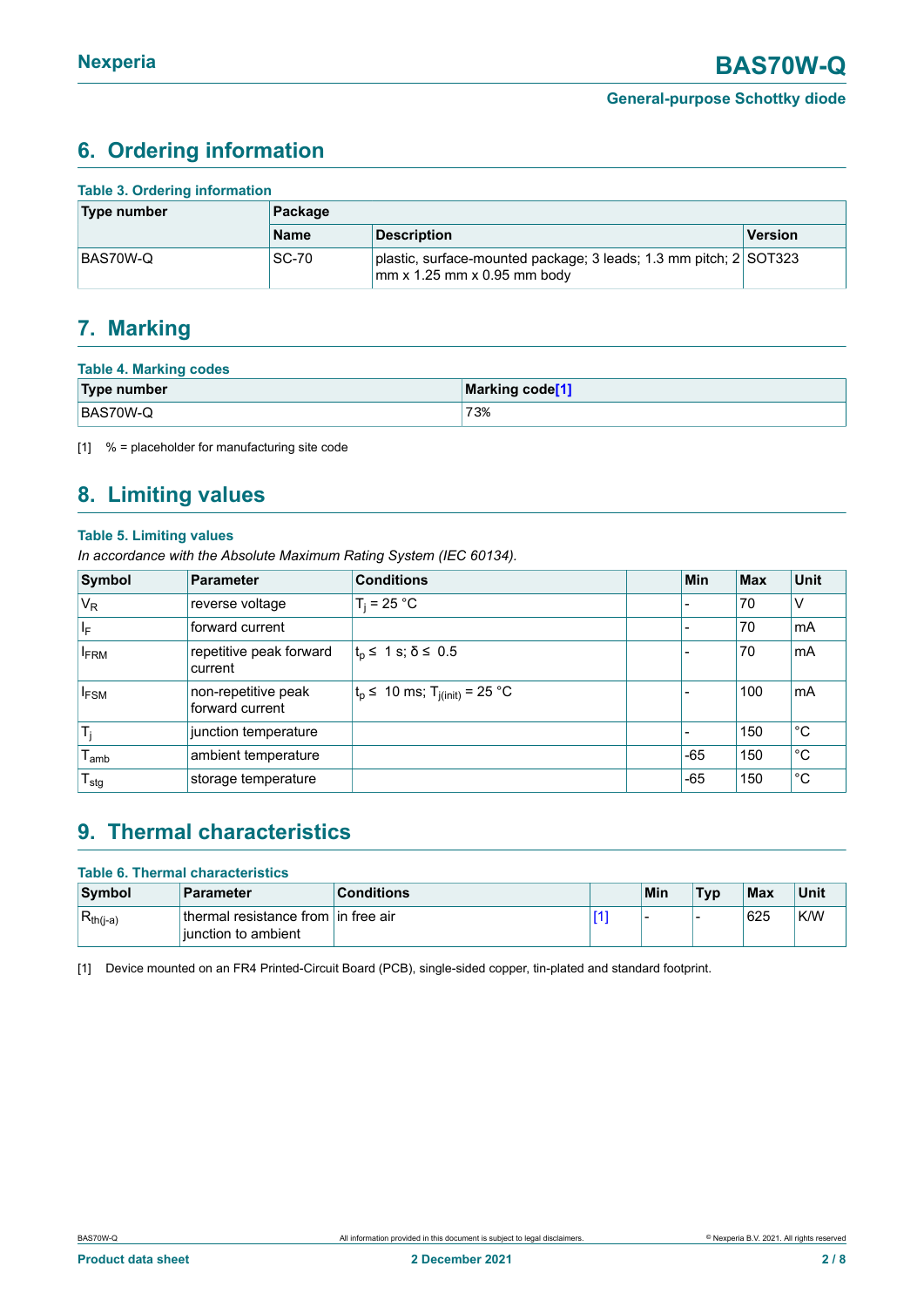## 6. Ordering information

**Table 3. Ordering information**

| Type number | Package | | |
|---|---|---|---|
| | Name | Description | Version |
| BAS70W-Q | SC-70 | plastic, surface-mounted package; 3 leads; 1.3 mm pitch; 2 mm x 1.25 mm x 0.95 mm body | SOT323 |

## 7. Marking

**Table 4. Marking codes**

| Type number | Marking code[1] |
|---|---|
| BAS70W-Q | 73% |

[1] % = placeholder for manufacturing site code

## 8. Limiting values

**Table 5. Limiting values**

*In accordance with the Absolute Maximum Rating System (IEC 60134).*

| Symbol | Parameter | Conditions | | Min | Max | Unit |
|---|---|---|---|---|---|---|
| $V_R$ | reverse voltage | $T_j = 25$ °C | | - | 70 | V |
| $I_F$ | forward current | | | - | 70 | mA |
| $I_{FRM}$ | repetitive peak forward current | $t_p \leq 1$ s; $\delta \leq 0.5$ | | - | 70 | mA |
| $I_{FSM}$ | non-repetitive peak forward current | $t_p \leq 10$ ms; $T_{j(init)} = 25$ °C | | - | 100 | mA |
| $T_j$ | junction temperature | | | - | 150 | °C |
| $T_{amb}$ | ambient temperature | | | -65 | 150 | °C |
| $T_{stg}$ | storage temperature | | | -65 | 150 | °C |

## 9. Thermal characteristics

**Table 6. Thermal characteristics**

| Symbol | Parameter | Conditions | | Min | Typ | Max | Unit |
|---|---|---|---|---|---|---|---|
| $R_{th(j-a)}$ | thermal resistance from junction to ambient | in free air | [1] | - | - | 625 | K/W |

[1] Device mounted on an FR4 Printed-Circuit Board (PCB), single-sided copper, tin-plated and standard footprint.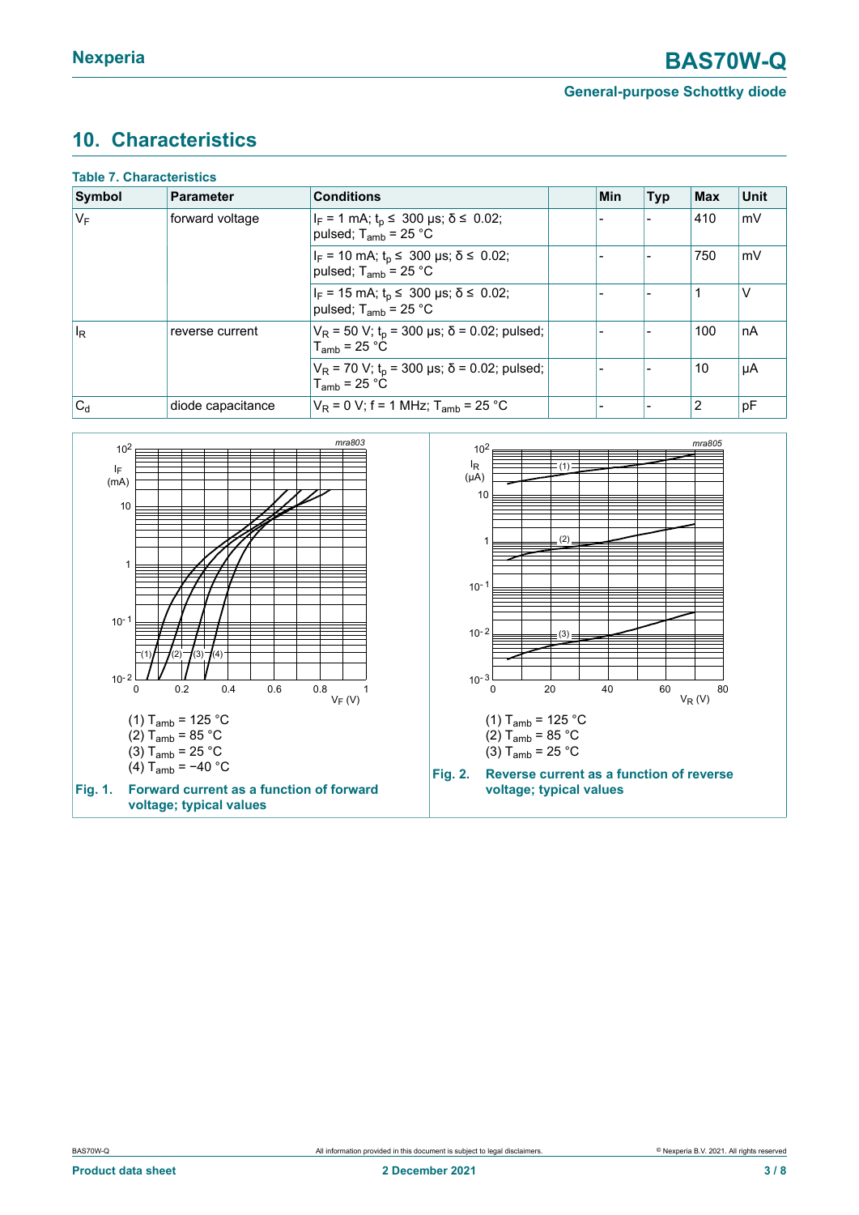## 10. Characteristics

**Table 7. Characteristics**

| Symbol | Parameter | Conditions | | Min | Typ | Max | Unit |
|---|---|---|---|---|---|---|---|
| $V_F$ | forward voltage | $I_F$ = 1 mA; $t_p$ ≤ 300 µs; δ ≤ 0.02; pulsed; $T_{amb}$ = 25 °C | | - | - | 410 | mV |
| | | $I_F$ = 10 mA; $t_p$ ≤ 300 µs; δ ≤ 0.02; pulsed; $T_{amb}$ = 25 °C | | - | - | 750 | mV |
| | | $I_F$ = 15 mA; $t_p$ ≤ 300 µs; δ ≤ 0.02; pulsed; $T_{amb}$ = 25 °C | | - | - | 1 | V |
| $I_R$ | reverse current | $V_R$ = 50 V; $t_p$ = 300 µs; δ = 0.02; pulsed; $T_{amb}$ = 25 °C | | - | - | 100 | nA |
| | | $V_R$ = 70 V; $t_p$ = 300 µs; δ = 0.02; pulsed; $T_{amb}$ = 25 °C | | - | - | 10 | µA |
| $C_d$ | diode capacitance | $V_R$ = 0 V; f = 1 MHz; $T_{amb}$ = 25 °C | | - | - | 2 | pF |

(1) $T_{amb}$ = 125 °C
(2) $T_{amb}$ = 85 °C
(3) $T_{amb}$ = 25 °C
(4) $T_{amb}$ = −40 °C

**Fig. 1. Forward current as a function of forward voltage; typical values**

(1) $T_{amb}$ = 125 °C
(2) $T_{amb}$ = 85 °C
(3) $T_{amb}$ = 25 °C

**Fig. 2. Reverse current as a function of reverse voltage; typical values**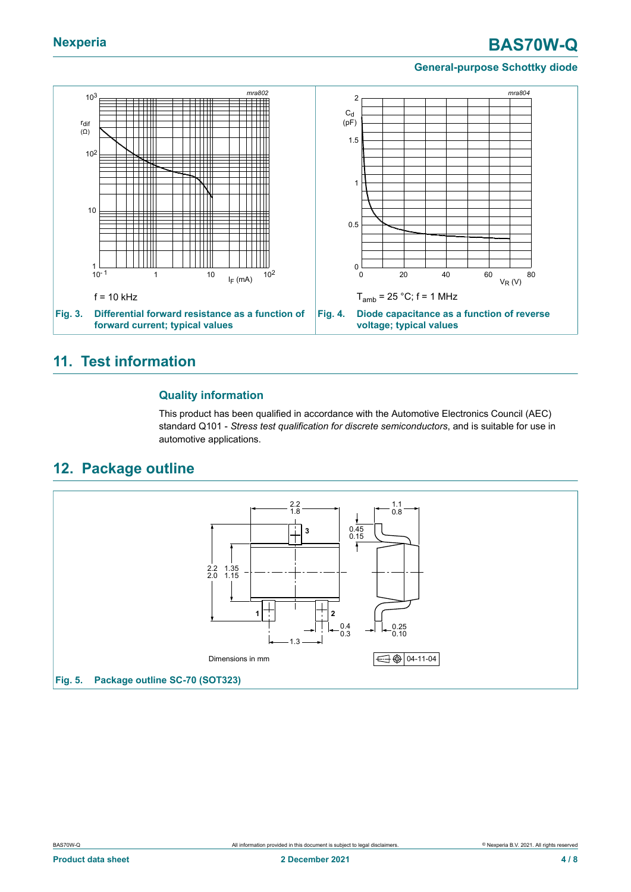$f = 10$ kHz

**Fig. 3. Differential forward resistance as a function of forward current; typical values**

$T_{amb} = 25$ °C; $f = 1$ MHz

**Fig. 4. Diode capacitance as a function of reverse voltage; typical values**

## 11. Test information

### Quality information

This product has been qualified in accordance with the Automotive Electronics Council (AEC) standard Q101 - *Stress test qualification for discrete semiconductors*, and is suitable for use in automotive applications.

## 12. Package outline

Dimensions in mm

04-11-04

**Fig. 5. Package outline SC-70 (SOT323)**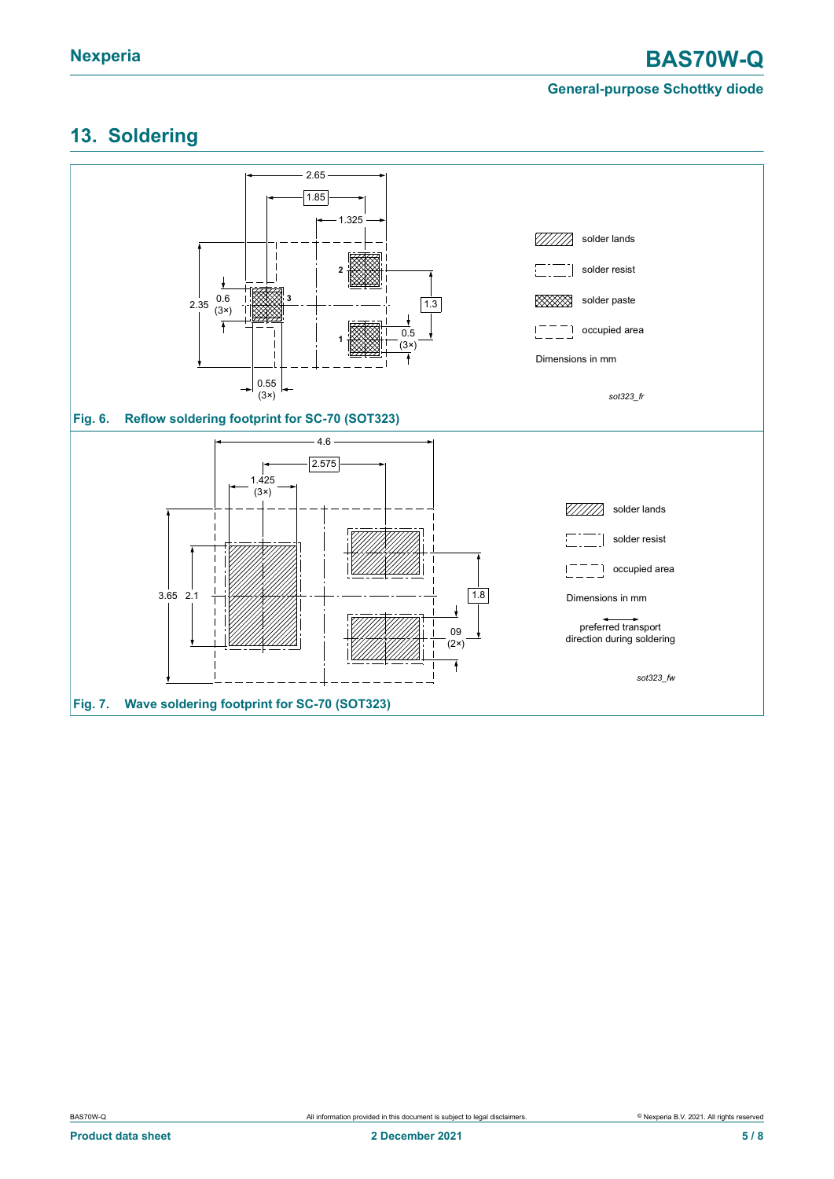## 13. Soldering

Fig. 6. Reflow soldering footprint for SC-70 (SOT323)

Fig. 7. Wave soldering footprint for SC-70 (SOT323)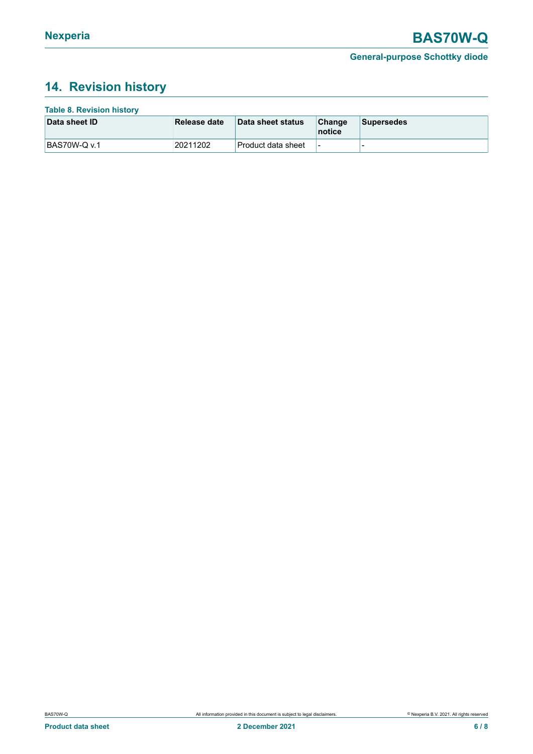## 14. Revision history

**Table 8. Revision history**

| Data sheet ID | Release date | Data sheet status | Change notice | Supersedes |
|---|---|---|---|---|
| BAS70W-Q v.1 | 20211202 | Product data sheet | - | - |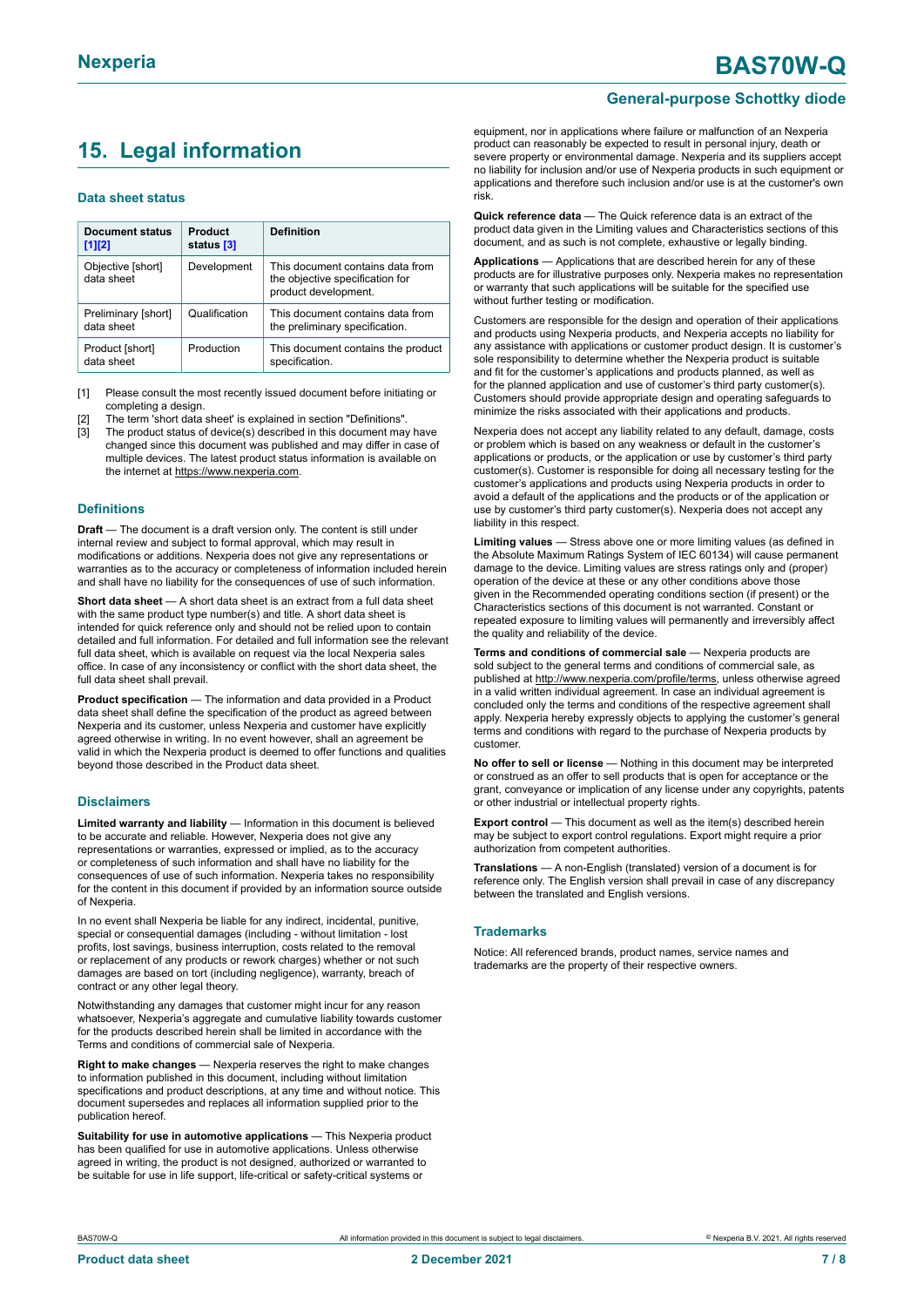## 15. Legal information

### Data sheet status

| Document status [1][2] | Product status [3] | Definition |
|---|---|---|
| Objective [short] data sheet | Development | This document contains data from the objective specification for product development. |
| Preliminary [short] data sheet | Qualification | This document contains data from the preliminary specification. |
| Product [short] data sheet | Production | This document contains the product specification. |

[1] Please consult the most recently issued document before initiating or completing a design.
[2] The term 'short data sheet' is explained in section "Definitions".
[3] The product status of device(s) described in this document may have changed since this document was published and may differ in case of multiple devices. The latest product status information is available on the internet at https://www.nexperia.com.

### Definitions

**Draft** — The document is a draft version only. The content is still under internal review and subject to formal approval, which may result in modifications or additions. Nexperia does not give any representations or warranties as to the accuracy or completeness of information included herein and shall have no liability for the consequences of use of such information.

**Short data sheet** — A short data sheet is an extract from a full data sheet with the same product type number(s) and title. A short data sheet is intended for quick reference only and should not be relied upon to contain detailed and full information. For detailed and full information see the relevant full data sheet, which is available on request via the local Nexperia sales office. In case of any inconsistency or conflict with the short data sheet, the full data sheet shall prevail.

**Product specification** — The information and data provided in a Product data sheet shall define the specification of the product as agreed between Nexperia and its customer, unless Nexperia and customer have explicitly agreed otherwise in writing. In no event however, shall an agreement be valid in which the Nexperia product is deemed to offer functions and qualities beyond those described in the Product data sheet.

### Disclaimers

**Limited warranty and liability** — Information in this document is believed to be accurate and reliable. However, Nexperia does not give any representations or warranties, expressed or implied, as to the accuracy or completeness of such information and shall have no liability for the consequences of use of such information. Nexperia takes no responsibility for the content in this document if provided by an information source outside of Nexperia.

In no event shall Nexperia be liable for any indirect, incidental, punitive, special or consequential damages (including - without limitation - lost profits, lost savings, business interruption, costs related to the removal or replacement of any products or rework charges) whether or not such damages are based on tort (including negligence), warranty, breach of contract or any other legal theory.

Notwithstanding any damages that customer might incur for any reason whatsoever, Nexperia's aggregate and cumulative liability towards customer for the products described herein shall be limited in accordance with the Terms and conditions of commercial sale of Nexperia.

**Right to make changes** — Nexperia reserves the right to make changes to information published in this document, including without limitation specifications and product descriptions, at any time and without notice. This document supersedes and replaces all information supplied prior to the publication hereof.

**Suitability for use in automotive applications** — This Nexperia product has been qualified for use in automotive applications. Unless otherwise agreed in writing, the product is not designed, authorized or warranted to be suitable for use in life support, life-critical or safety-critical systems or equipment, nor in applications where failure or malfunction of an Nexperia product can reasonably be expected to result in personal injury, death or severe property or environmental damage. Nexperia and its suppliers accept no liability for inclusion and/or use of Nexperia products in such equipment or applications and therefore such inclusion and/or use is at the customer's own risk.

**Quick reference data** — The Quick reference data is an extract of the product data given in the Limiting values and Characteristics sections of this document, and as such is not complete, exhaustive or legally binding.

**Applications** — Applications that are described herein for any of these products are for illustrative purposes only. Nexperia makes no representation or warranty that such applications will be suitable for the specified use without further testing or modification.

Customers are responsible for the design and operation of their applications and products using Nexperia products, and Nexperia accepts no liability for any assistance with applications or customer product design. It is customer's sole responsibility to determine whether the Nexperia product is suitable and fit for the customer's applications and products planned, as well as for the planned application and use of customer's third party customer(s). Customers should provide appropriate design and operating safeguards to minimize the risks associated with their applications and products.

Nexperia does not accept any liability related to any default, damage, costs or problem which is based on any weakness or default in the customer's applications or products, or the application or use by customer's third party customer(s). Customer is responsible for doing all necessary testing for the customer's applications and products using Nexperia products in order to avoid a default of the applications and the products or of the application or use by customer's third party customer(s). Nexperia does not accept any liability in this respect.

**Limiting values** — Stress above one or more limiting values (as defined in the Absolute Maximum Ratings System of IEC 60134) will cause permanent damage to the device. Limiting values are stress ratings only and (proper) operation of the device at these or any other conditions above those given in the Recommended operating conditions section (if present) or the Characteristics sections of this document is not warranted. Constant or repeated exposure to limiting values will permanently and irreversibly affect the quality and reliability of the device.

**Terms and conditions of commercial sale** — Nexperia products are sold subject to the general terms and conditions of commercial sale, as published at http://www.nexperia.com/profile/terms, unless otherwise agreed in a valid written individual agreement. In case an individual agreement is concluded only the terms and conditions of the respective agreement shall apply. Nexperia hereby expressly objects to applying the customer's general terms and conditions with regard to the purchase of Nexperia products by customer.

**No offer to sell or license** — Nothing in this document may be interpreted or construed as an offer to sell products that is open for acceptance or the grant, conveyance or implication of any license under any copyrights, patents or other industrial or intellectual property rights.

**Export control** — This document as well as the item(s) described herein may be subject to export control regulations. Export might require a prior authorization from competent authorities.

**Translations** — A non-English (translated) version of a document is for reference only. The English version shall prevail in case of any discrepancy between the translated and English versions.

### Trademarks

Notice: All referenced brands, product names, service names and trademarks are the property of their respective owners.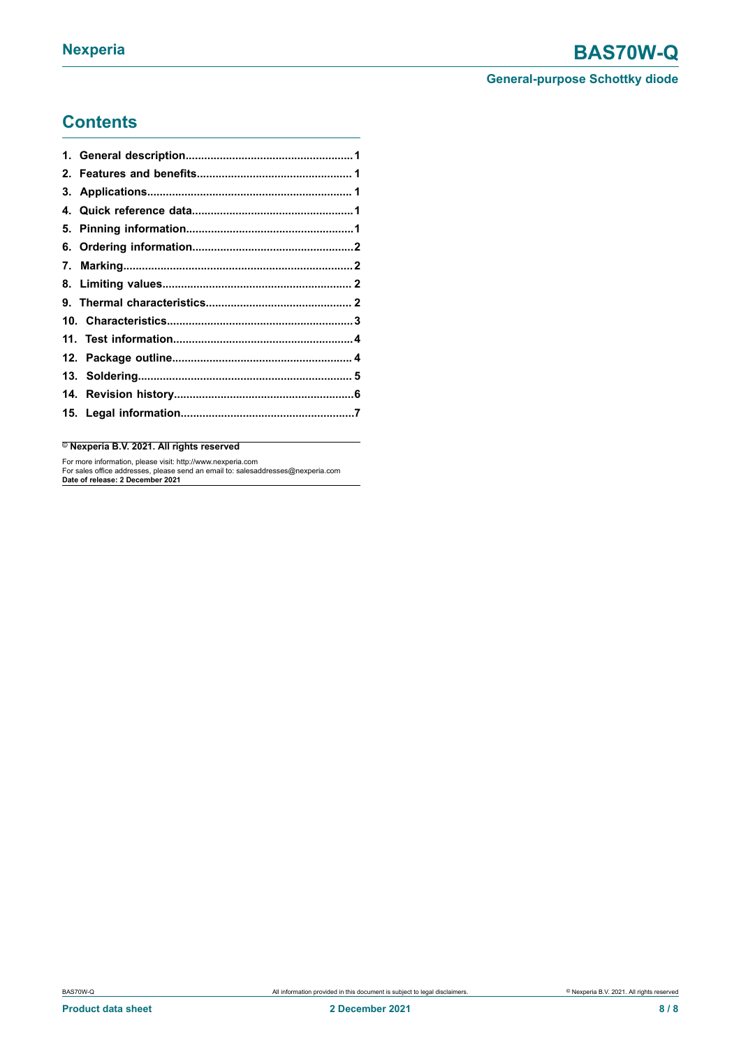## Contents

1. General description ..... 1
2. Features and benefits ..... 1
3. Applications ..... 1
4. Quick reference data ..... 1
5. Pinning information ..... 1
6. Ordering information ..... 2
7. Marking ..... 2
8. Limiting values ..... 2
9. Thermal characteristics ..... 2
10. Characteristics ..... 3
11. Test information ..... 4
12. Package outline ..... 4
13. Soldering ..... 5
14. Revision history ..... 6
15. Legal information ..... 7

**© Nexperia B.V. 2021. All rights reserved**

For more information, please visit: http://www.nexperia.com
For sales office addresses, please send an email to: salesaddresses@nexperia.com
**Date of release: 2 December 2021**